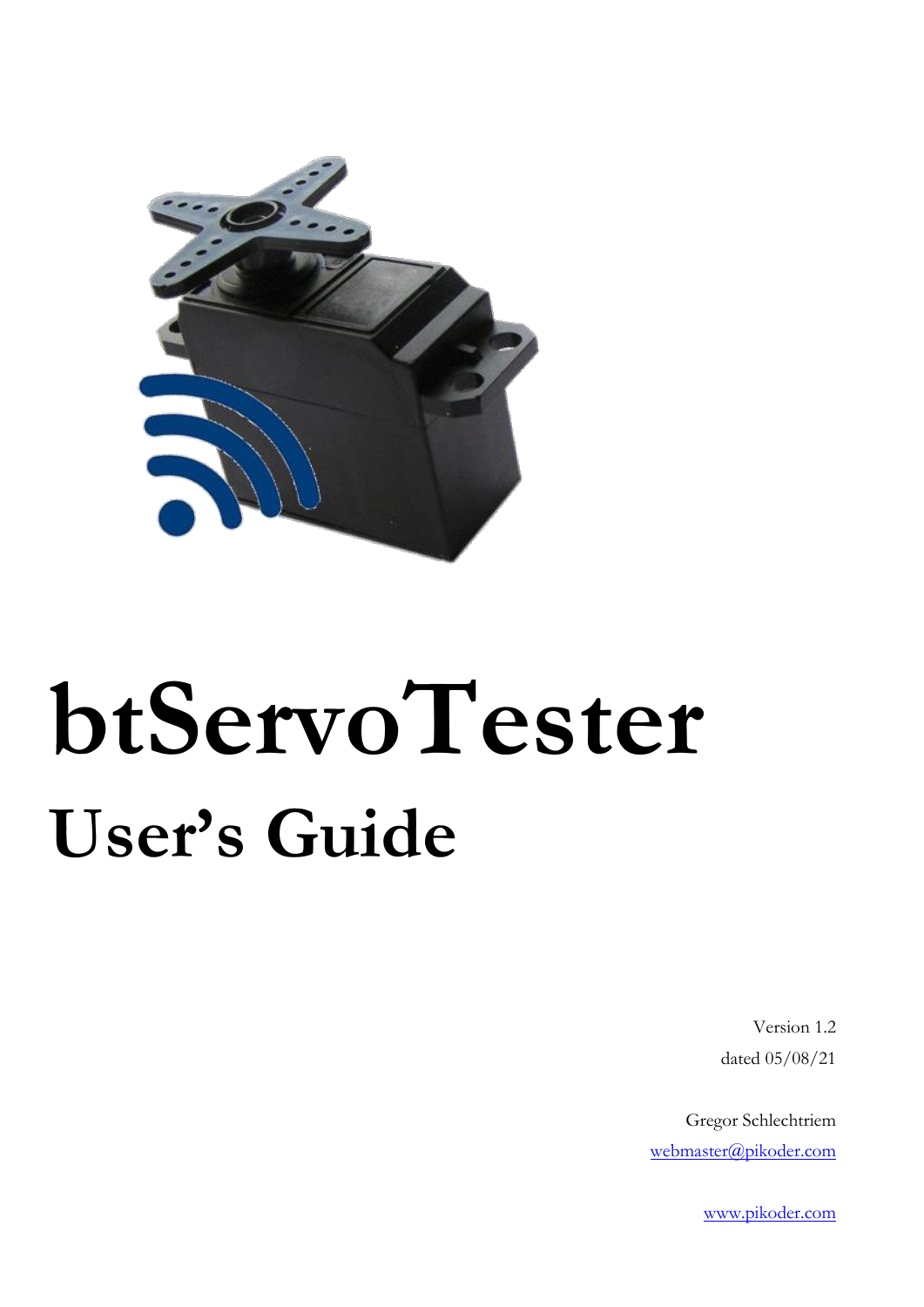# btServoTester

## User's Guide

Version 1.2

dated 05/08/21

Gregor Schlechtriem

webmaster@pikoder.com

www.pikoder.com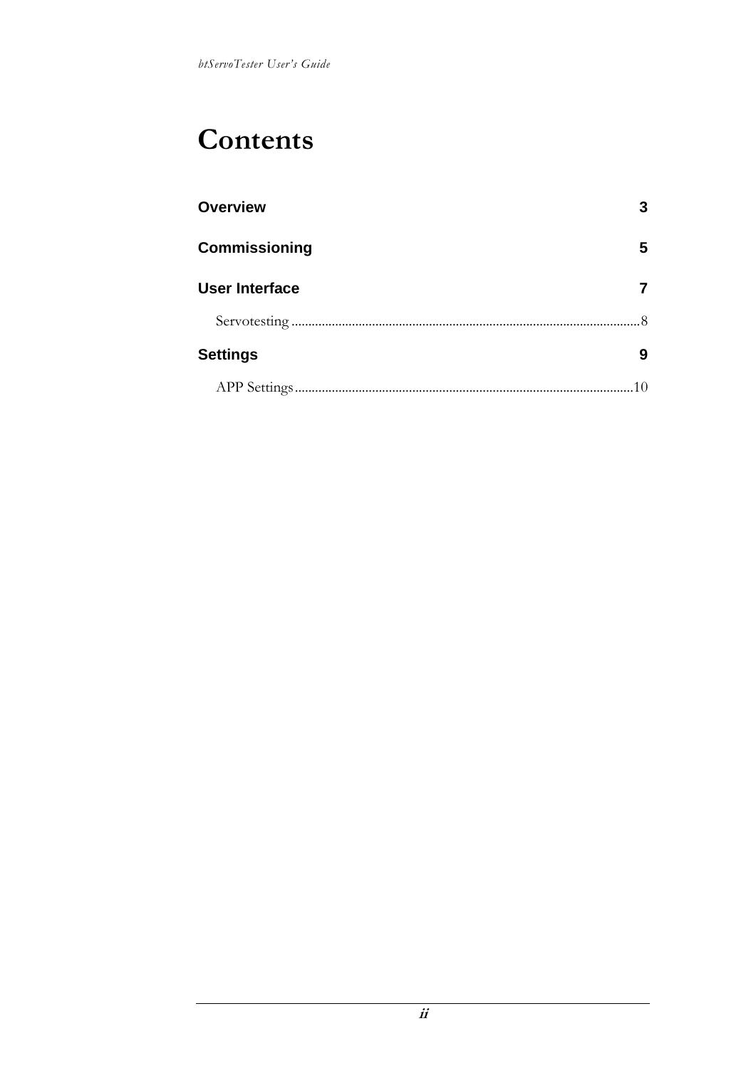# Contents

**Overview** 3

**Commissioning** 5

**User Interface** 7

Servotesting ........................................................................................................ 8

**Settings** 9

APP Settings ...................................................................................................... 10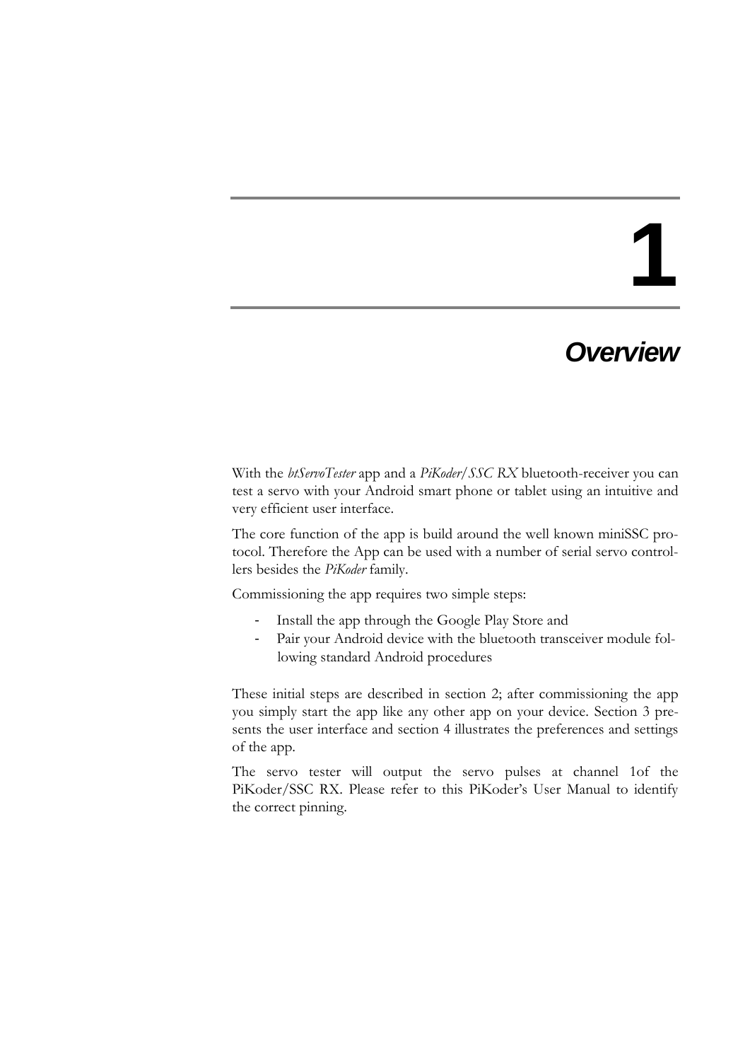# 1

# Overview

With the *btServoTester* app and a *PiKoder/SSC RX* bluetooth-receiver you can test a servo with your Android smart phone or tablet using an intuitive and very efficient user interface.

The core function of the app is build around the well known miniSSC protocol. Therefore the App can be used with a number of serial servo controllers besides the *PiKoder* family.

Commissioning the app requires two simple steps:

- Install the app through the Google Play Store and
- Pair your Android device with the bluetooth transceiver module following standard Android procedures

These initial steps are described in section 2; after commissioning the app you simply start the app like any other app on your device. Section 3 presents the user interface and section 4 illustrates the preferences and settings of the app.

The servo tester will output the servo pulses at channel 1of the PiKoder/SSC RX. Please refer to this PiKoder's User Manual to identify the correct pinning.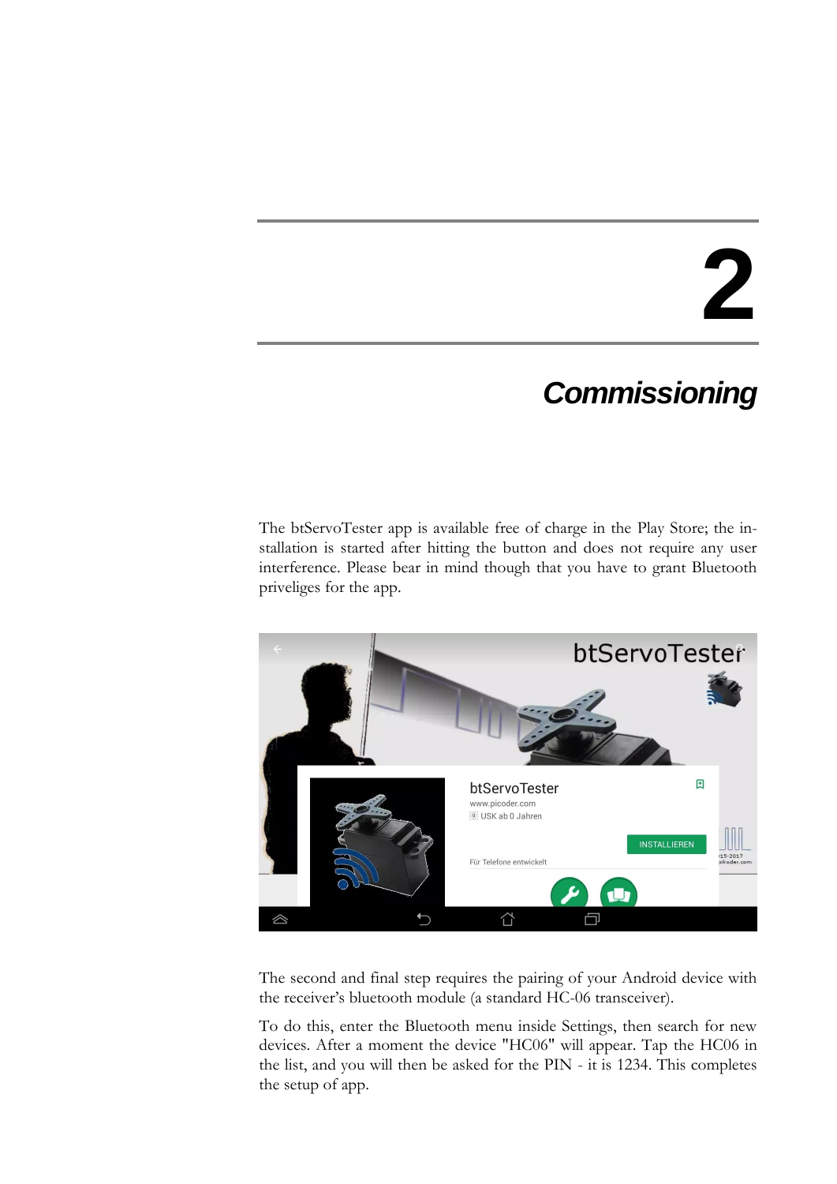# 2

## *Commissioning*

The btServoTester app is available free of charge in the Play Store; the installation is started after hitting the button and does not require any user interference. Please bear in mind though that you have to grant Bluetooth priveliges for the app.

The second and final step requires the pairing of your Android device with the receiver's bluetooth module (a standard HC-06 transceiver).

To do this, enter the Bluetooth menu inside Settings, then search for new devices. After a moment the device "HC06" will appear. Tap the HC06 in the list, and you will then be asked for the PIN - it is 1234. This completes the setup of app.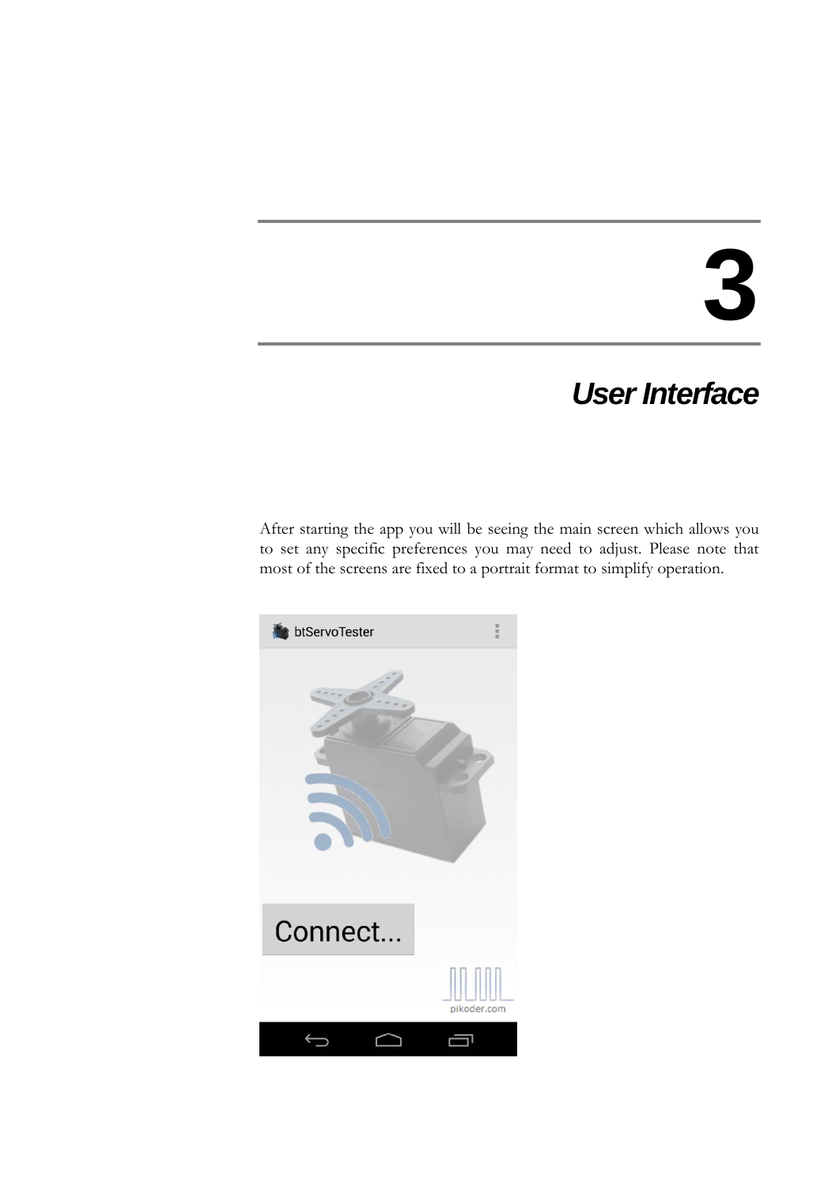# 3

## User Interface

After starting the app you will be seeing the main screen which allows you to set any specific preferences you may need to adjust. Please note that most of the screens are fixed to a portrait format to simplify operation.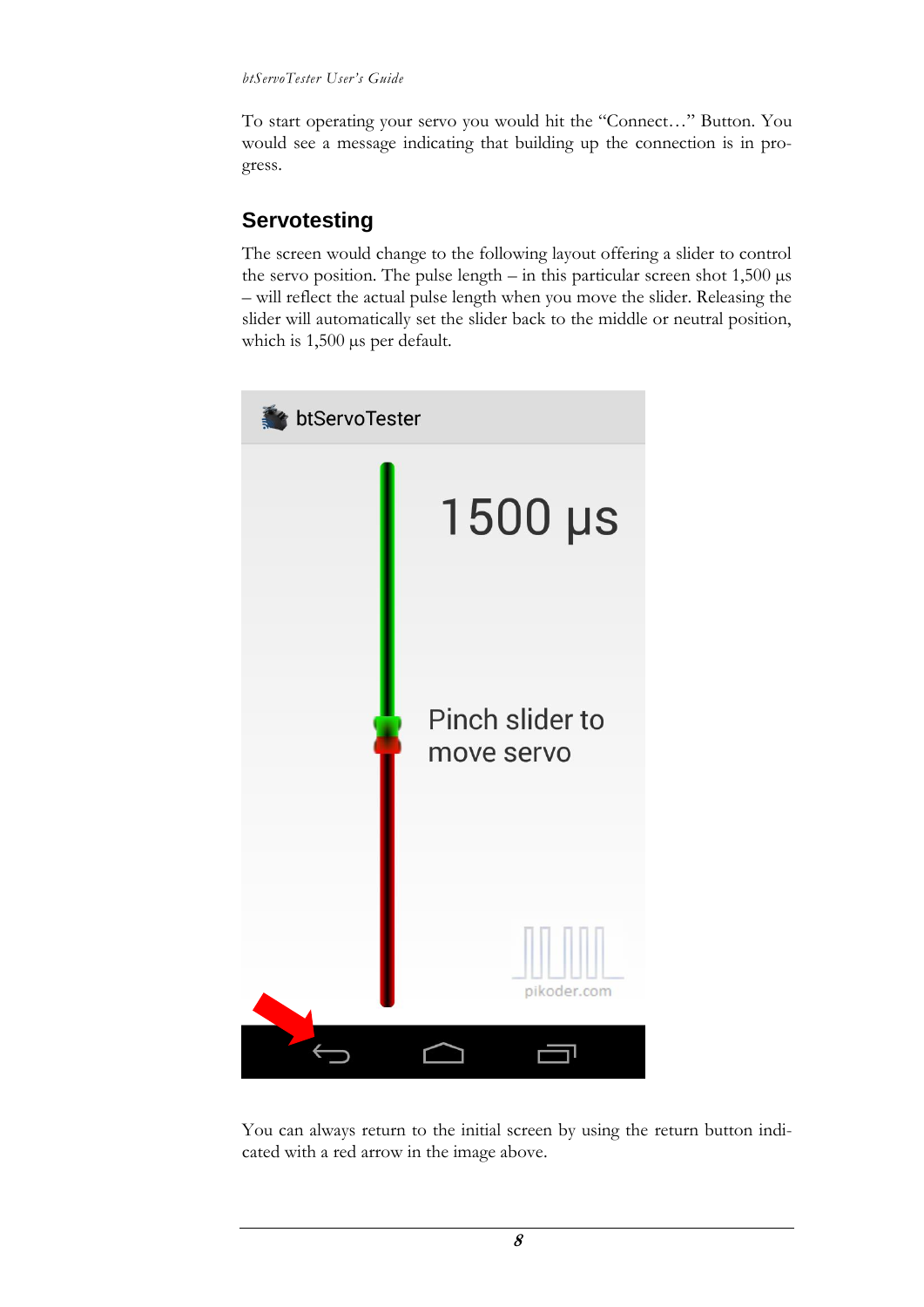To start operating your servo you would hit the "Connect…" Button. You would see a message indicating that building up the connection is in progress.

## Servotesting

The screen would change to the following layout offering a slider to control the servo position. The pulse length – in this particular screen shot 1,500 µs – will reflect the actual pulse length when you move the slider. Releasing the slider will automatically set the slider back to the middle or neutral position, which is 1,500 µs per default.

You can always return to the initial screen by using the return button indicated with a red arrow in the image above.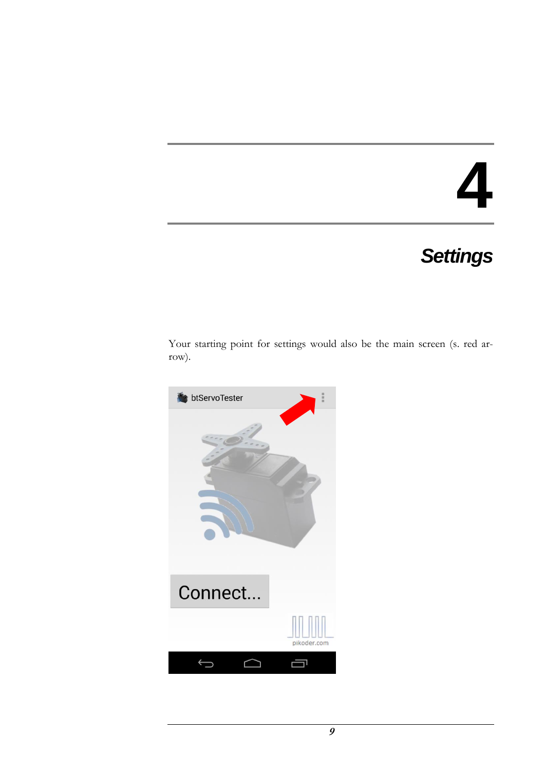# 4

# Settings

Your starting point for settings would also be the main screen (s. red arrow).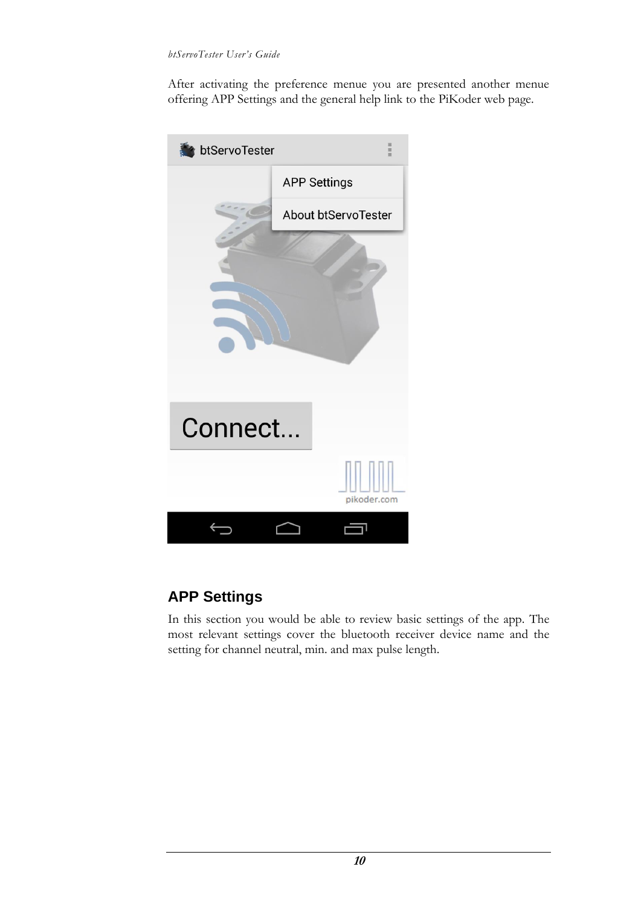After activating the preference menue you are presented another menue offering APP Settings and the general help link to the PiKoder web page.

## APP Settings

In this section you would be able to review basic settings of the app. The most relevant settings cover the bluetooth receiver device name and the setting for channel neutral, min. and max pulse length.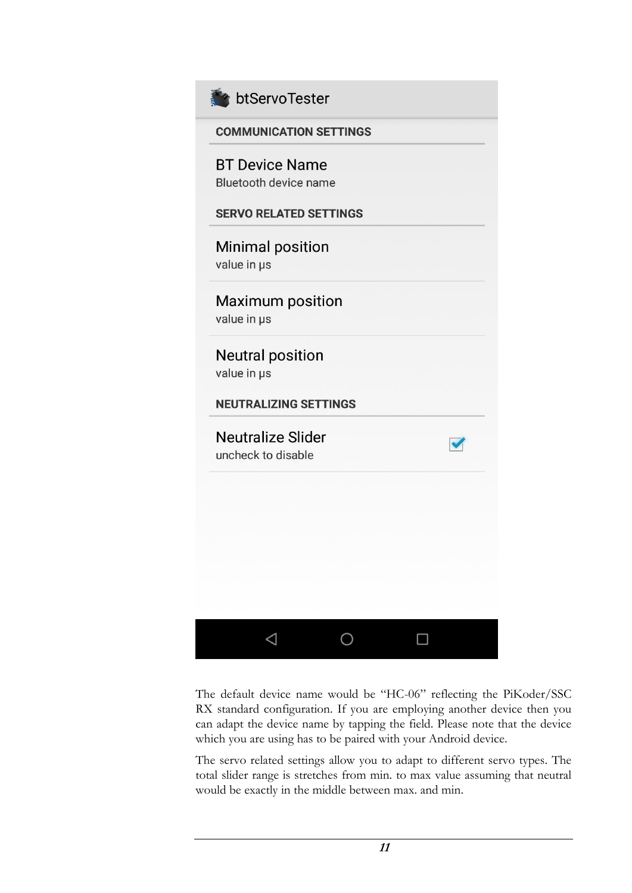The default device name would be "HC-06" reflecting the PiKoder/SSC RX standard configuration. If you are employing another device then you can adapt the device name by tapping the field. Please note that the device which you are using has to be paired with your Android device.

The servo related settings allow you to adapt to different servo types. The total slider range is stretches from min. to max value assuming that neutral would be exactly in the middle between max. and min.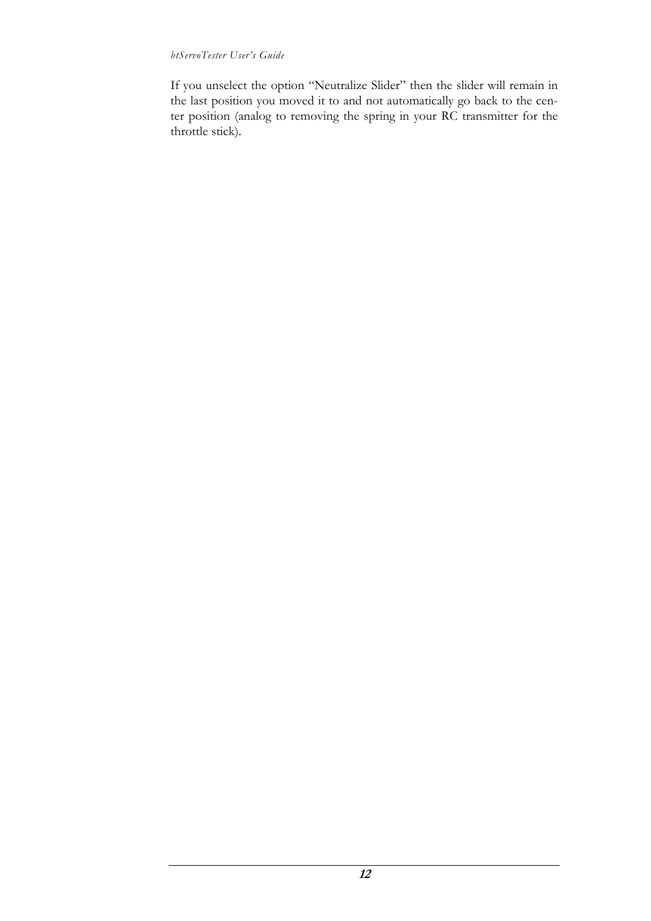If you unselect the option "Neutralize Slider" then the slider will remain in the last position you moved it to and not automatically go back to the center position (analog to removing the spring in your RC transmitter for the throttle stick).